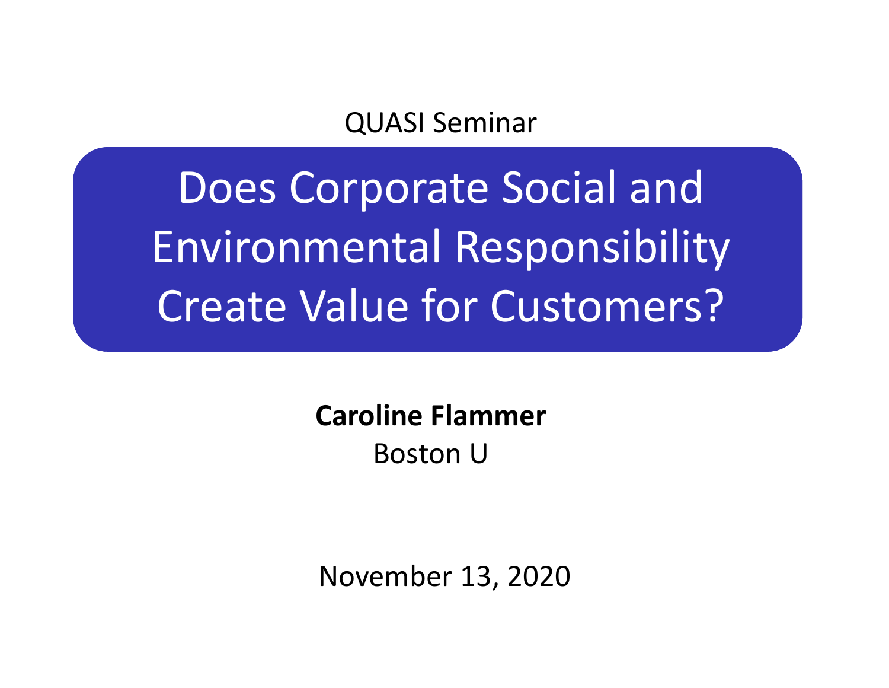QUASI Seminar

# Does Corporate Social and Environmental Responsibility Create Value for Customers?

**Caroline Flammer**

Boston U

November 13, 2020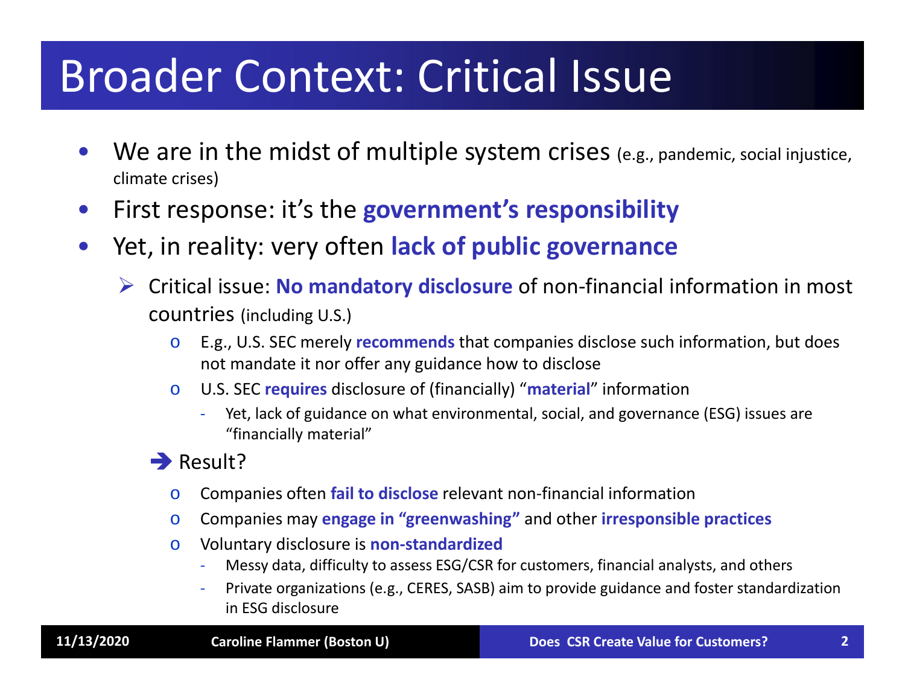# Broader Context: Critical Issue

- We are in the midst of multiple system crises (e.g., pandemic, social injustice, climate crises)
- First response: it's the **government's responsibility**
- Yet, in reality: very often **lack of public governance**
  - Critical issue: **No mandatory disclosure** of non-financial information in most countries (including U.S.)
    - E.g., U.S. SEC merely **recommends** that companies disclose such information, but does not mandate it nor offer any guidance how to disclose
    - U.S. SEC **requires** disclosure of (financially) "**material**" information
      - Yet, lack of guidance on what environmental, social, and governance (ESG) issues are "financially material"
  - ➔ Result?
    - Companies often **fail to disclose** relevant non-financial information
    - Companies may **engage in "greenwashing"** and other **irresponsible practices**
    - Voluntary disclosure is **non-standardized**
      - Messy data, difficulty to assess ESG/CSR for customers, financial analysts, and others
      - Private organizations (e.g., CERES, SASB) aim to provide guidance and foster standardization in ESG disclosure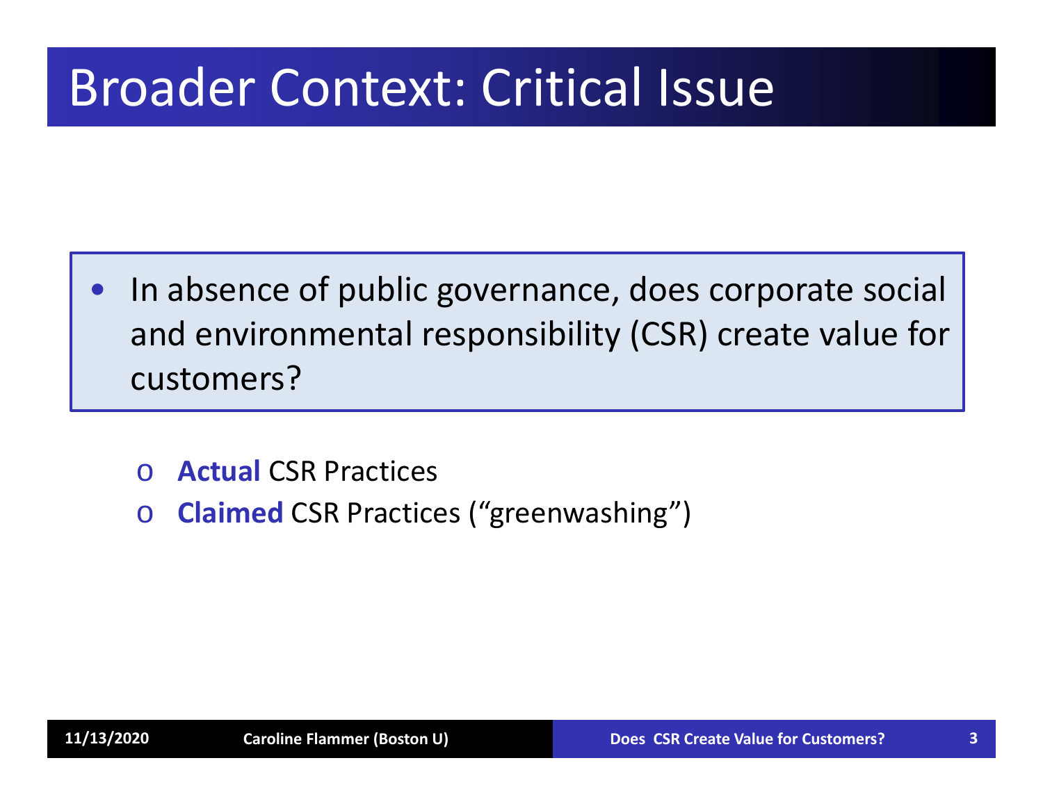# Broader Context: Critical Issue

- In absence of public governance, does corporate social and environmental responsibility (CSR) create value for customers?

  - **Actual** CSR Practices
  - **Claimed** CSR Practices (“greenwashing”)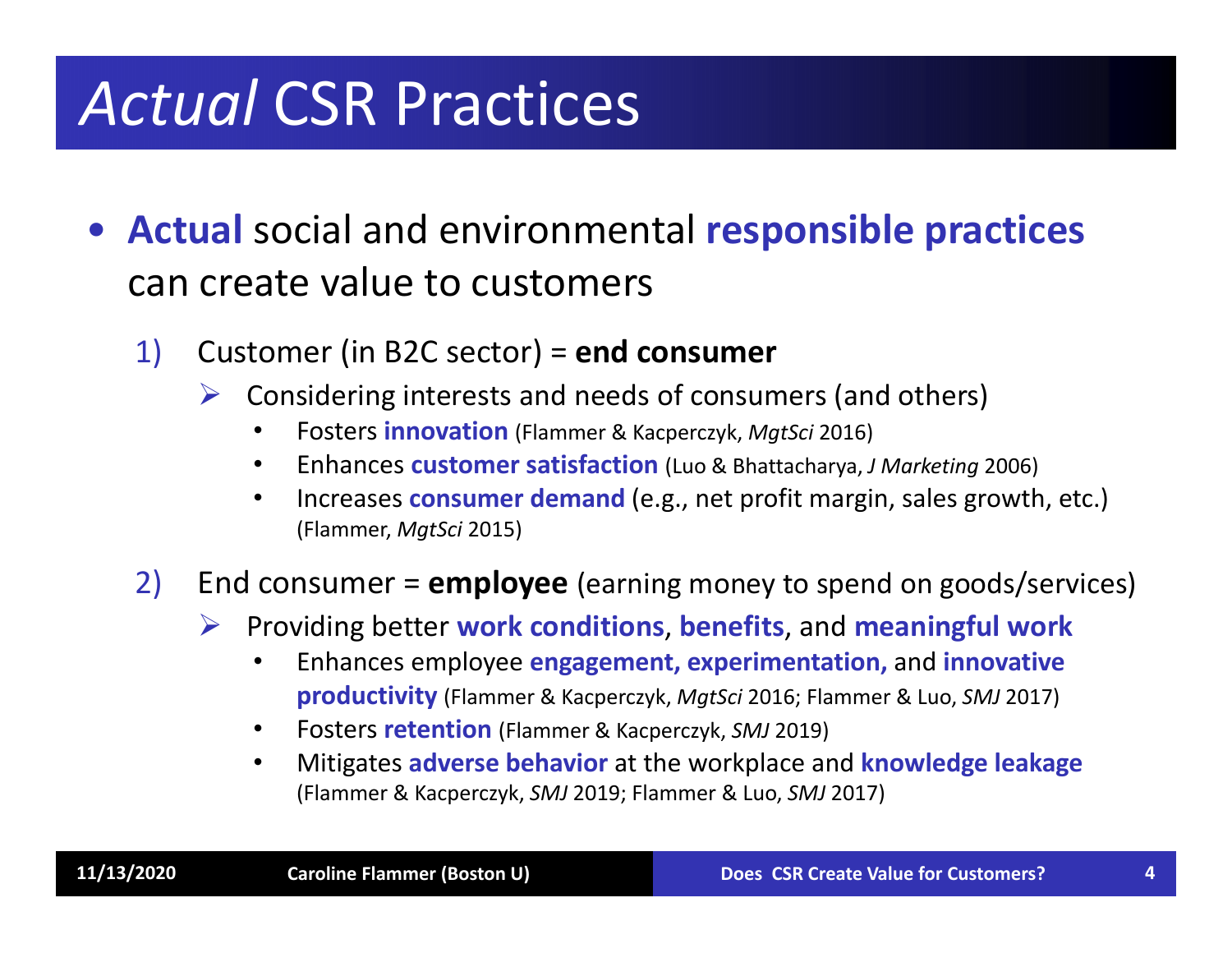# *Actual* CSR Practices

- **Actual** social and environmental **responsible practices** can create value to customers

  1) Customer (in B2C sector) = **end consumer**
     - Considering interests and needs of consumers (and others)
       - Fosters **innovation** (Flammer & Kacperczyk, *MgtSci* 2016)
       - Enhances **customer satisfaction** (Luo & Bhattacharya, *J Marketing* 2006)
       - Increases **consumer demand** (e.g., net profit margin, sales growth, etc.) (Flammer, *MgtSci* 2015)

  2) End consumer = **employee** (earning money to spend on goods/services)
     - Providing better **work conditions**, **benefits**, and **meaningful work**
       - Enhances employee **engagement, experimentation,** and **innovative productivity** (Flammer & Kacperczyk, *MgtSci* 2016; Flammer & Luo, *SMJ* 2017)
       - Fosters **retention** (Flammer & Kacperczyk, *SMJ* 2019)
       - Mitigates **adverse behavior** at the workplace and **knowledge leakage** (Flammer & Kacperczyk, *SMJ* 2019; Flammer & Luo, *SMJ* 2017)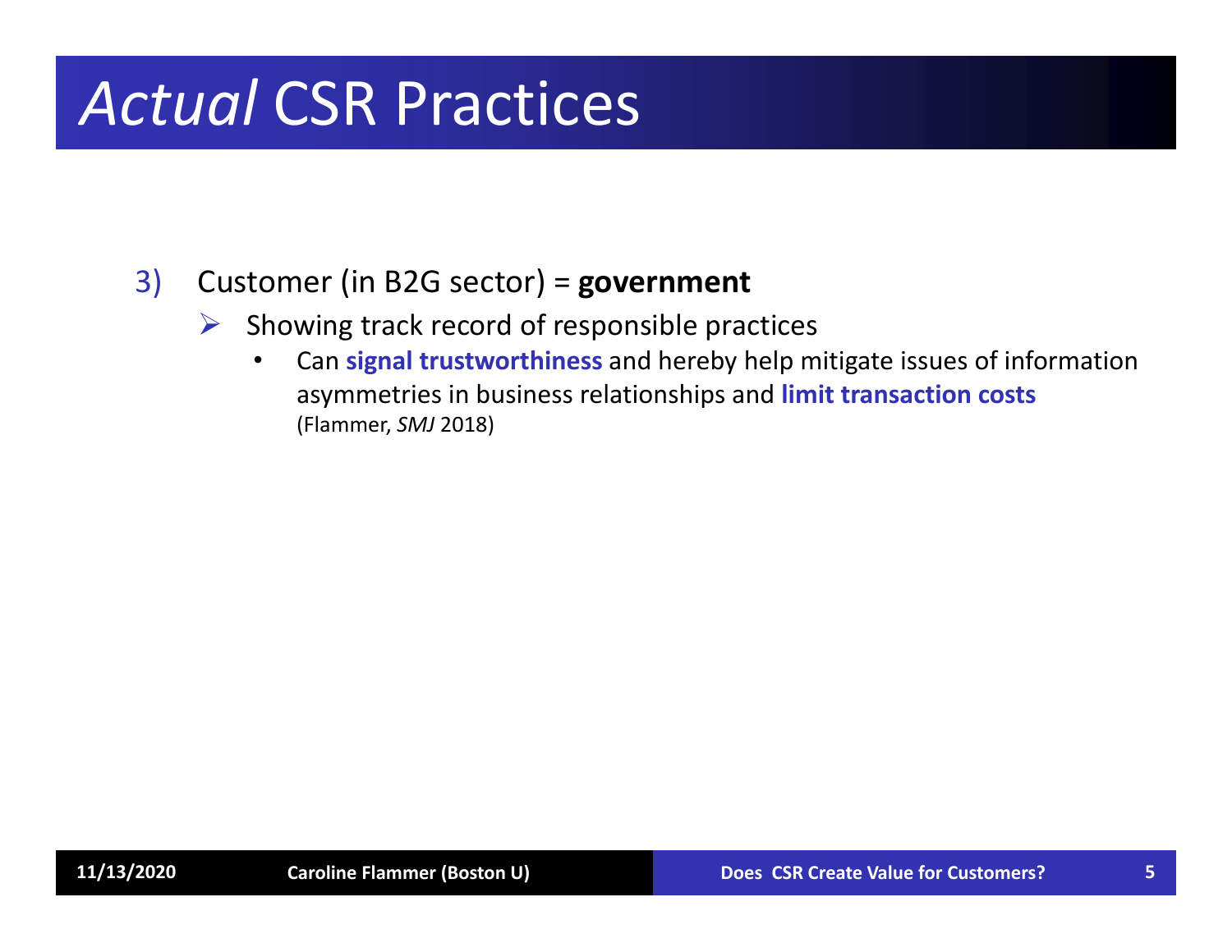# *Actual* CSR Practices

3) Customer (in B2G sector) = **government**
   - Showing track record of responsible practices
     - Can **signal trustworthiness** and hereby help mitigate issues of information asymmetries in business relationships and **limit transaction costs** (Flammer, *SMJ* 2018)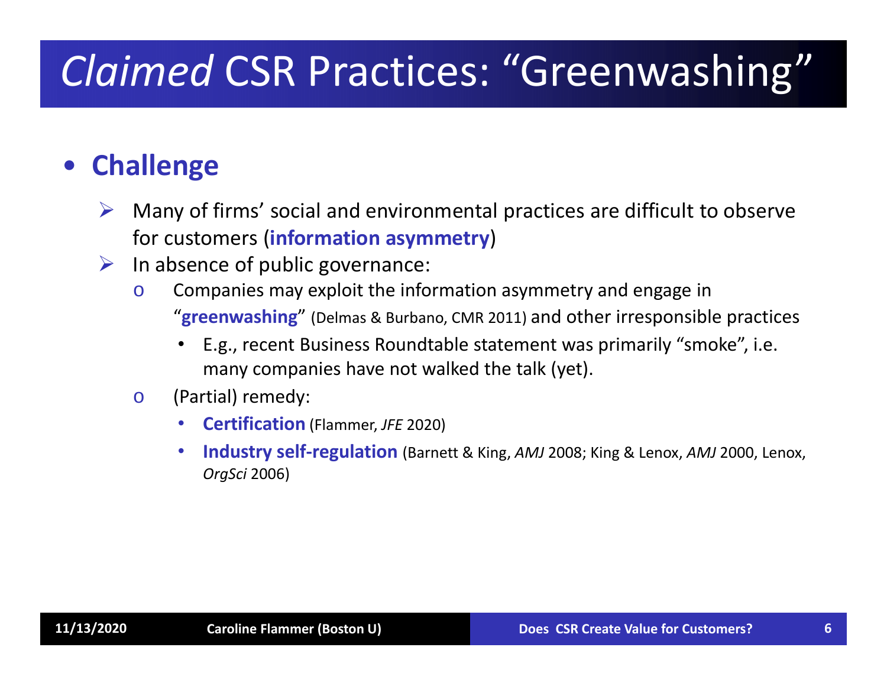# *Claimed* CSR Practices: "Greenwashing"

- **Challenge**
  - Many of firms' social and environmental practices are difficult to observe for customers (**information asymmetry**)
  - In absence of public governance:
    - Companies may exploit the information asymmetry and engage in "**greenwashing**" (Delmas & Burbano, CMR 2011) and other irresponsible practices
      - E.g., recent Business Roundtable statement was primarily "smoke", i.e. many companies have not walked the talk (yet).
    - (Partial) remedy:
      - **Certification** (Flammer, *JFE* 2020)
      - **Industry self-regulation** (Barnett & King, *AMJ* 2008; King & Lenox, *AMJ* 2000, Lenox, *OrgSci* 2006)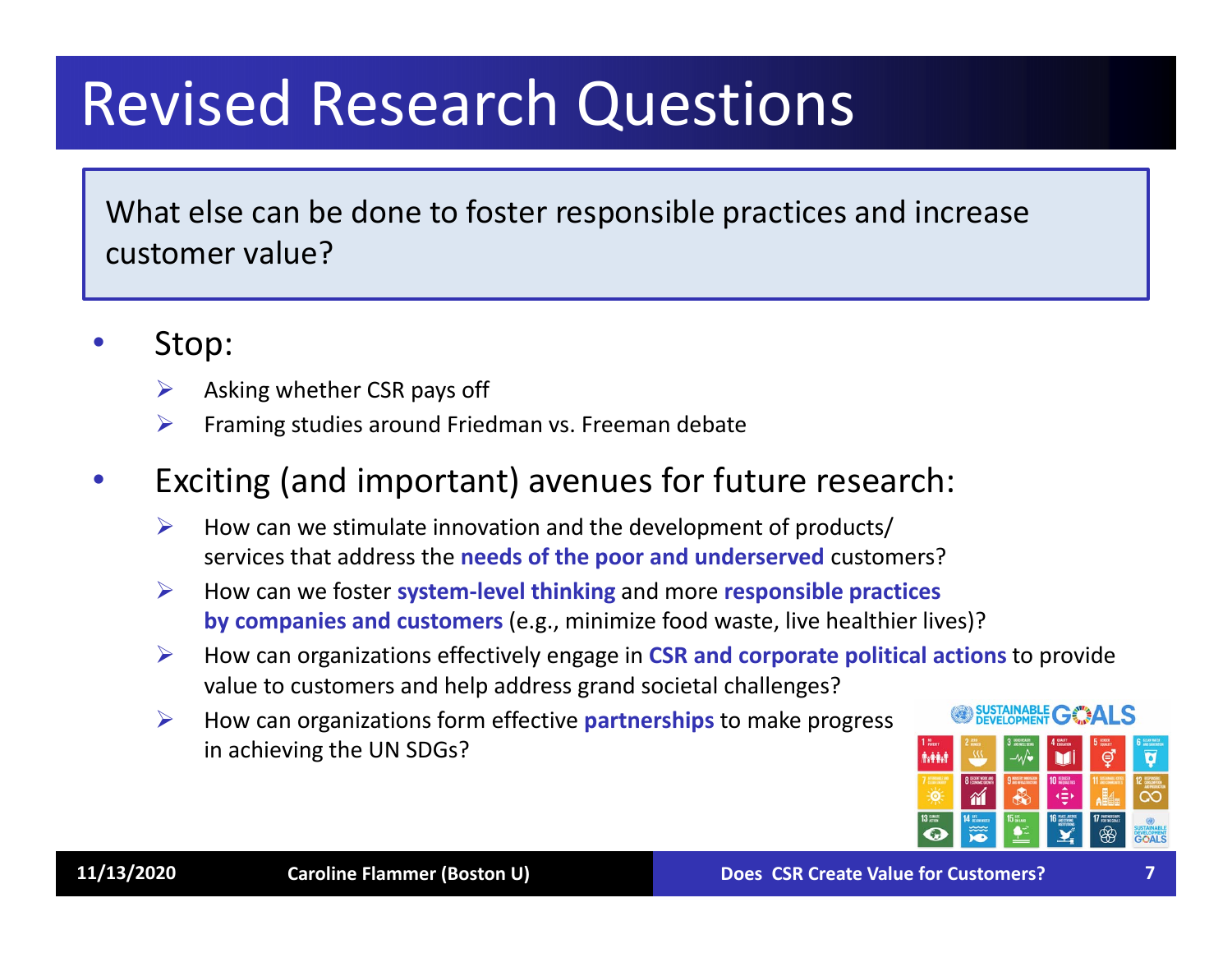# Revised Research Questions

What else can be done to foster responsible practices and increase customer value?

- Stop:
  - Asking whether CSR pays off
  - Framing studies around Friedman vs. Freeman debate
- Exciting (and important) avenues for future research:
  - How can we stimulate innovation and the development of products/ services that address the **needs of the poor and underserved** customers?
  - How can we foster **system-level thinking** and more **responsible practices by companies and customers** (e.g., minimize food waste, live healthier lives)?
  - How can organizations effectively engage in **CSR and corporate political actions** to provide value to customers and help address grand societal challenges?
  - How can organizations form effective **partnerships** to make progress in achieving the UN SDGs?